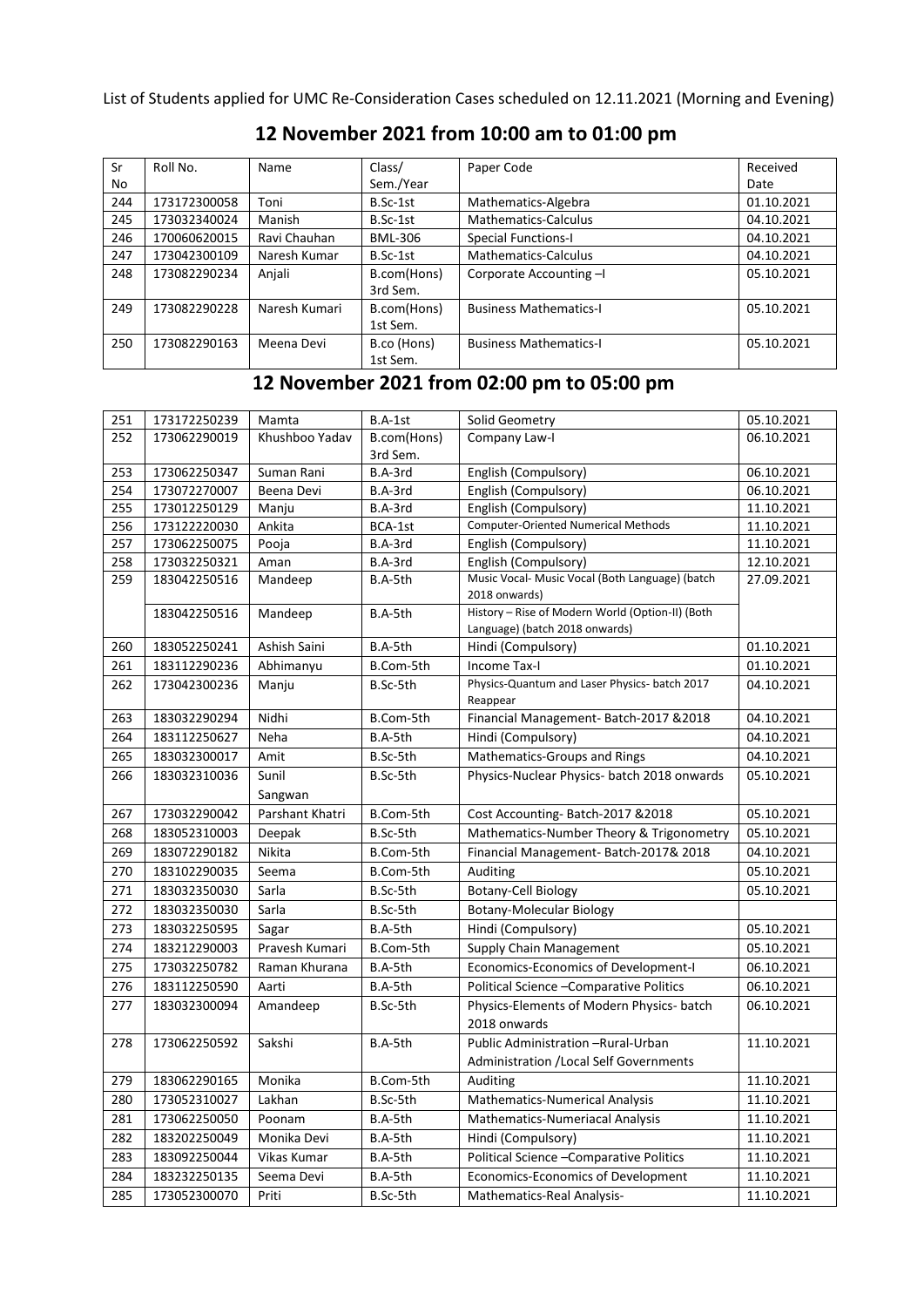List of Students applied for UMC Re-Consideration Cases scheduled on 12.11.2021 (Morning and Evening)

## 12 November 2021 from 10:00 am to 01:00 pm

| Sr No | Roll No. | Name | Class/ Sem./Year | Paper Code | Received Date |
|---|---|---|---|---|---|
| 244 | 173172300058 | Toni | B.Sc-1st | Mathematics-Algebra | 01.10.2021 |
| 245 | 173032340024 | Manish | B.Sc-1st | Mathematics-Calculus | 04.10.2021 |
| 246 | 170060620015 | Ravi Chauhan | BML-306 | Special Functions-I | 04.10.2021 |
| 247 | 173042300109 | Naresh Kumar | B.Sc-1st | Mathematics-Calculus | 04.10.2021 |
| 248 | 173082290234 | Anjali | B.com(Hons) 3rd Sem. | Corporate Accounting –I | 05.10.2021 |
| 249 | 173082290228 | Naresh Kumari | B.com(Hons) 1st Sem. | Business Mathematics-I | 05.10.2021 |
| 250 | 173082290163 | Meena Devi | B.co (Hons) 1st Sem. | Business Mathematics-I | 05.10.2021 |

## 12 November 2021 from 02:00 pm to 05:00 pm

| Sr No | Roll No. | Name | Class/ Sem./Year | Paper Code | Received Date |
|---|---|---|---|---|---|
| 251 | 173172250239 | Mamta | B.A-1st | Solid Geometry | 05.10.2021 |
| 252 | 173062290019 | Khushboo Yadav | B.com(Hons) 3rd Sem. | Company Law-I | 06.10.2021 |
| 253 | 173062250347 | Suman Rani | B.A-3rd | English (Compulsory) | 06.10.2021 |
| 254 | 173072270007 | Beena Devi | B.A-3rd | English (Compulsory) | 06.10.2021 |
| 255 | 173012250129 | Manju | B.A-3rd | English (Compulsory) | 11.10.2021 |
| 256 | 173122220030 | Ankita | BCA-1st | Computer-Oriented Numerical Methods | 11.10.2021 |
| 257 | 173062250075 | Pooja | B.A-3rd | English (Compulsory) | 11.10.2021 |
| 258 | 173032250321 | Aman | B.A-3rd | English (Compulsory) | 12.10.2021 |
| 259 | 183042250516 | Mandeep | B.A-5th | Music Vocal- Music Vocal (Both Language) (batch 2018 onwards) | 27.09.2021 |
| | 183042250516 | Mandeep | B.A-5th | History – Rise of Modern World (Option-II) (Both Language) (batch 2018 onwards) | |
| 260 | 183052250241 | Ashish Saini | B.A-5th | Hindi (Compulsory) | 01.10.2021 |
| 261 | 183112290236 | Abhimanyu | B.Com-5th | Income Tax-I | 01.10.2021 |
| 262 | 173042300236 | Manju | B.Sc-5th | Physics-Quantum and Laser Physics- batch 2017 Reappear | 04.10.2021 |
| 263 | 183032290294 | Nidhi | B.Com-5th | Financial Management- Batch-2017 &2018 | 04.10.2021 |
| 264 | 183112250627 | Neha | B.A-5th | Hindi (Compulsory) | 04.10.2021 |
| 265 | 183032300017 | Amit | B.Sc-5th | Mathematics-Groups and Rings | 04.10.2021 |
| 266 | 183032310036 | Sunil Sangwan | B.Sc-5th | Physics-Nuclear Physics- batch 2018 onwards | 05.10.2021 |
| 267 | 173032290042 | Parshant Khatri | B.Com-5th | Cost Accounting- Batch-2017 &2018 | 05.10.2021 |
| 268 | 183052310003 | Deepak | B.Sc-5th | Mathematics-Number Theory & Trigonometry | 05.10.2021 |
| 269 | 183072290182 | Nikita | B.Com-5th | Financial Management- Batch-2017& 2018 | 04.10.2021 |
| 270 | 183102290035 | Seema | B.Com-5th | Auditing | 05.10.2021 |
| 271 | 183032350030 | Sarla | B.Sc-5th | Botany-Cell Biology | 05.10.2021 |
| 272 | 183032350030 | Sarla | B.Sc-5th | Botany-Molecular Biology | |
| 273 | 183032250595 | Sagar | B.A-5th | Hindi (Compulsory) | 05.10.2021 |
| 274 | 183212290003 | Pravesh Kumari | B.Com-5th | Supply Chain Management | 05.10.2021 |
| 275 | 173032250782 | Raman Khurana | B.A-5th | Economics-Economics of Development-I | 06.10.2021 |
| 276 | 183112250590 | Aarti | B.A-5th | Political Science –Comparative Politics | 06.10.2021 |
| 277 | 183032300094 | Amandeep | B.Sc-5th | Physics-Elements of Modern Physics- batch 2018 onwards | 06.10.2021 |
| 278 | 173062250592 | Sakshi | B.A-5th | Public Administration –Rural-Urban Administration /Local Self Governments | 11.10.2021 |
| 279 | 183062290165 | Monika | B.Com-5th | Auditing | 11.10.2021 |
| 280 | 173052310027 | Lakhan | B.Sc-5th | Mathematics-Numerical Analysis | 11.10.2021 |
| 281 | 173062250050 | Poonam | B.A-5th | Mathematics-Numeriacal Analysis | 11.10.2021 |
| 282 | 183202250049 | Monika Devi | B.A-5th | Hindi (Compulsory) | 11.10.2021 |
| 283 | 183092250044 | Vikas Kumar | B.A-5th | Political Science –Comparative Politics | 11.10.2021 |
| 284 | 183232250135 | Seema Devi | B.A-5th | Economics-Economics of Development | 11.10.2021 |
| 285 | 173052300070 | Priti | B.Sc-5th | Mathematics-Real Analysis- | 11.10.2021 |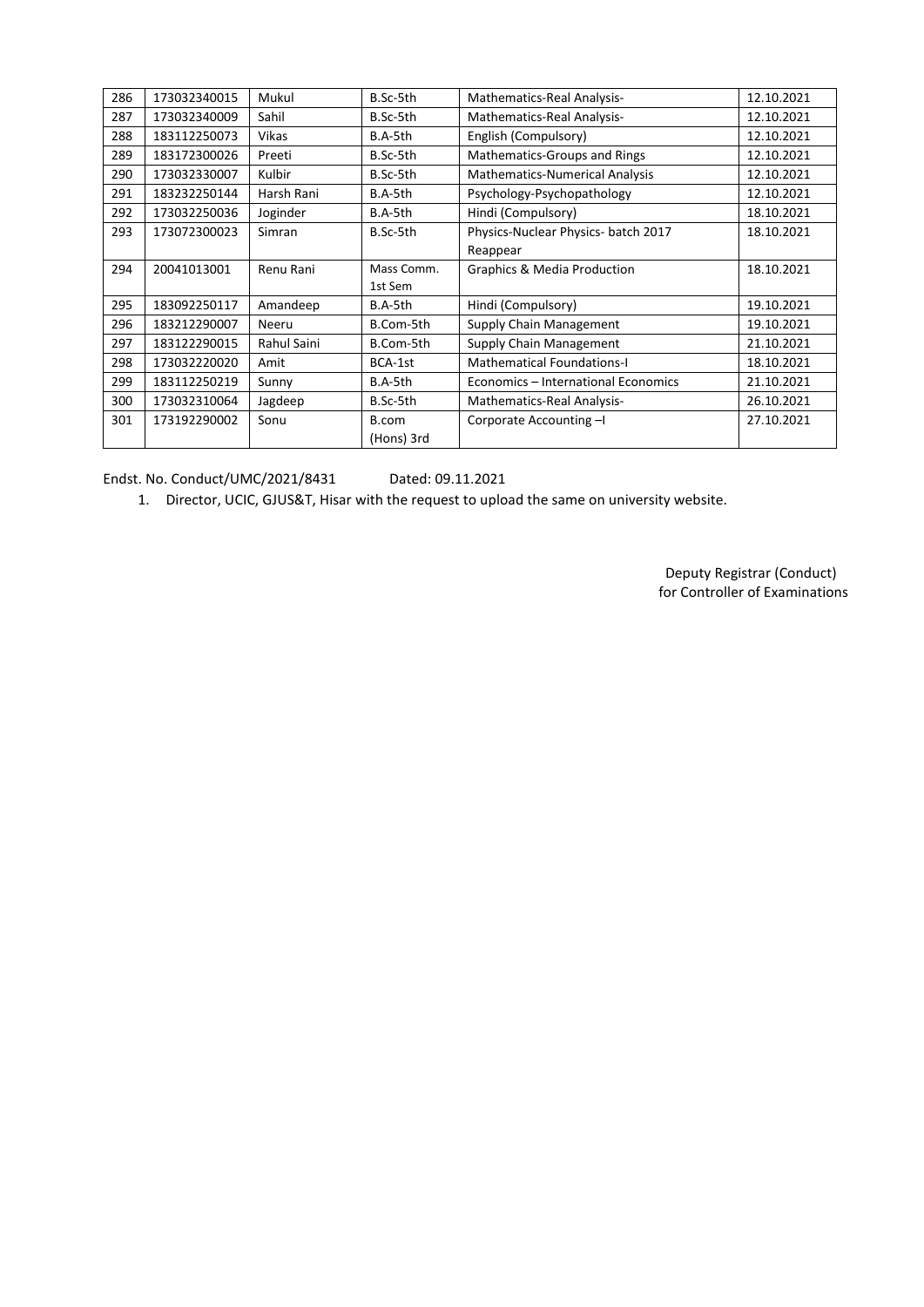| | | | | | |
|---|---|---|---|---|---|
| 286 | 173032340015 | Mukul | B.Sc-5th | Mathematics-Real Analysis- | 12.10.2021 |
| 287 | 173032340009 | Sahil | B.Sc-5th | Mathematics-Real Analysis- | 12.10.2021 |
| 288 | 183112250073 | Vikas | B.A-5th | English (Compulsory) | 12.10.2021 |
| 289 | 183172300026 | Preeti | B.Sc-5th | Mathematics-Groups and Rings | 12.10.2021 |
| 290 | 173032330007 | Kulbir | B.Sc-5th | Mathematics-Numerical Analysis | 12.10.2021 |
| 291 | 183232250144 | Harsh Rani | B.A-5th | Psychology-Psychopathology | 12.10.2021 |
| 292 | 173032250036 | Joginder | B.A-5th | Hindi (Compulsory) | 18.10.2021 |
| 293 | 173072300023 | Simran | B.Sc-5th | Physics-Nuclear Physics- batch 2017 Reappear | 18.10.2021 |
| 294 | 20041013001 | Renu Rani | Mass Comm. 1st Sem | Graphics & Media Production | 18.10.2021 |
| 295 | 183092250117 | Amandeep | B.A-5th | Hindi (Compulsory) | 19.10.2021 |
| 296 | 183212290007 | Neeru | B.Com-5th | Supply Chain Management | 19.10.2021 |
| 297 | 183122290015 | Rahul Saini | B.Com-5th | Supply Chain Management | 21.10.2021 |
| 298 | 173032220020 | Amit | BCA-1st | Mathematical Foundations-I | 18.10.2021 |
| 299 | 183112250219 | Sunny | B.A-5th | Economics – International Economics | 21.10.2021 |
| 300 | 173032310064 | Jagdeep | B.Sc-5th | Mathematics-Real Analysis- | 26.10.2021 |
| 301 | 173192290002 | Sonu | B.com (Hons) 3rd | Corporate Accounting –I | 27.10.2021 |

Endst. No. Conduct/UMC/2021/8431 Dated: 09.11.2021

1. Director, UCIC, GJUS&T, Hisar with the request to upload the same on university website.

Deputy Registrar (Conduct)
for Controller of Examinations